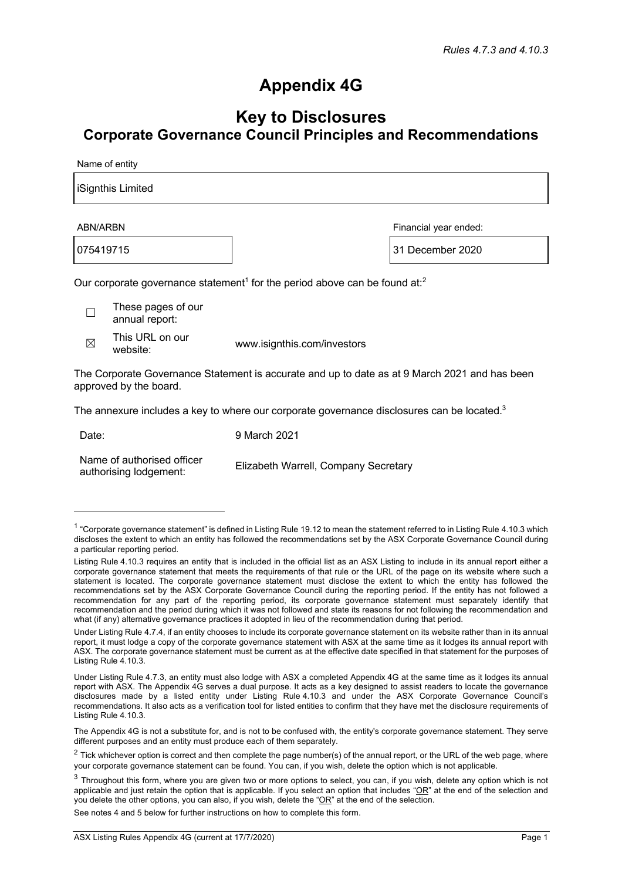*Rules 4.7.3 and 4.10.3*

# Appendix 4G

## Key to Disclosures
## Corporate Governance Council Principles and Recommendations

Name of entity

| iSignthis Limited |
|---|

| ABN/ARBN | Financial year ended: |
|---|---|
| 075419715 | 31 December 2020 |

Our corporate governance statement[1] for the period above can be found at:[2]

☐ These pages of our annual report:

☒ This URL on our website: www.isignthis.com/investors

The Corporate Governance Statement is accurate and up to date as at 9 March 2021 and has been approved by the board.

The annexure includes a key to where our corporate governance disclosures can be located.[3]

Date: 9 March 2021

Name of authorised officer authorising lodgement: Elizabeth Warrell, Company Secretary

---

[1] "Corporate governance statement" is defined in Listing Rule 19.12 to mean the statement referred to in Listing Rule 4.10.3 which discloses the extent to which an entity has followed the recommendations set by the ASX Corporate Governance Council during a particular reporting period.

Listing Rule 4.10.3 requires an entity that is included in the official list as an ASX Listing to include in its annual report either a corporate governance statement that meets the requirements of that rule or the URL of the page on its website where such a statement is located. The corporate governance statement must disclose the extent to which the entity has followed the recommendations set by the ASX Corporate Governance Council during the reporting period. If the entity has not followed a recommendation for any part of the reporting period, its corporate governance statement must separately identify that recommendation and the period during which it was not followed and state its reasons for not following the recommendation and what (if any) alternative governance practices it adopted in lieu of the recommendation during that period.

Under Listing Rule 4.7.4, if an entity chooses to include its corporate governance statement on its website rather than in its annual report, it must lodge a copy of the corporate governance statement with ASX at the same time as it lodges its annual report with ASX. The corporate governance statement must be current as at the effective date specified in that statement for the purposes of Listing Rule 4.10.3.

Under Listing Rule 4.7.3, an entity must also lodge with ASX a completed Appendix 4G at the same time as it lodges its annual report with ASX. The Appendix 4G serves a dual purpose. It acts as a key designed to assist readers to locate the governance disclosures made by a listed entity under Listing Rule 4.10.3 and under the ASX Corporate Governance Council's recommendations. It also acts as a verification tool for listed entities to confirm that they have met the disclosure requirements of Listing Rule 4.10.3.

The Appendix 4G is not a substitute for, and is not to be confused with, the entity's corporate governance statement. They serve different purposes and an entity must produce each of them separately.

[2] Tick whichever option is correct and then complete the page number(s) of the annual report, or the URL of the web page, where your corporate governance statement can be found. You can, if you wish, delete the option which is not applicable.

[3] Throughout this form, where you are given two or more options to select, you can, if you wish, delete any option which is not applicable and just retain the option that is applicable. If you select an option that includes "OR" at the end of the selection and you delete the other options, you can also, if you wish, delete the "OR" at the end of the selection.

See notes 4 and 5 below for further instructions on how to complete this form.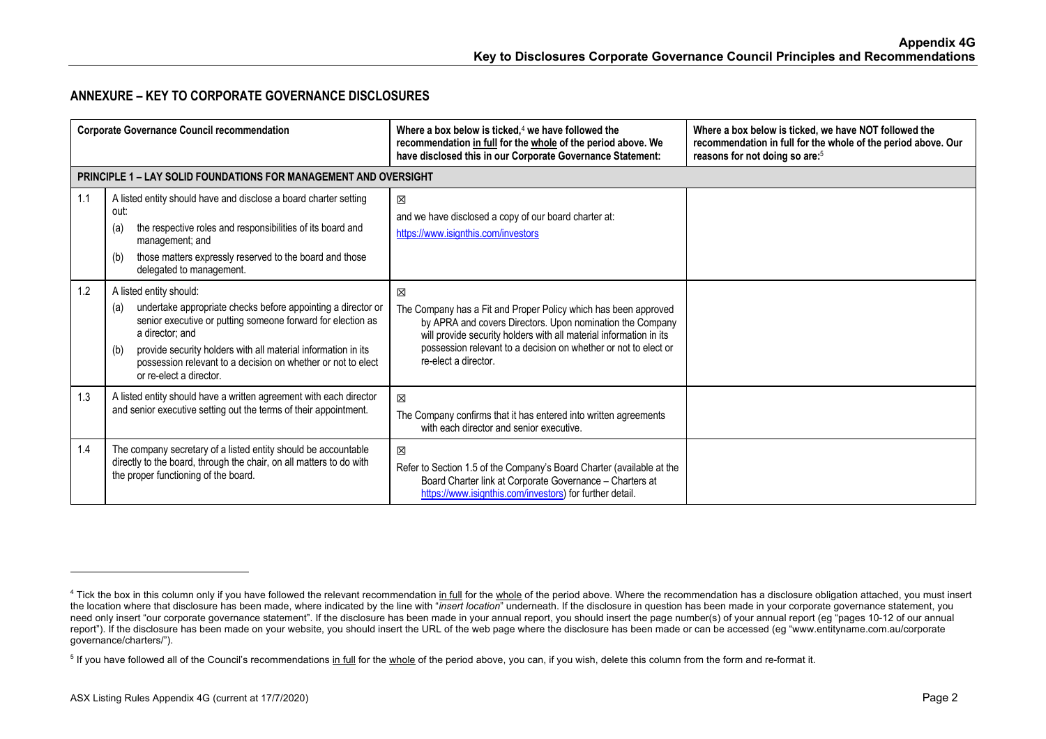## ANNEXURE – KEY TO CORPORATE GOVERNANCE DISCLOSURES

| | Corporate Governance Council recommendation | Where a box below is ticked,[4] we have followed the recommendation in full for the whole of the period above. We have disclosed this in our Corporate Governance Statement: | Where a box below is ticked, we have NOT followed the recommendation in full for the whole of the period above. Our reasons for not doing so are:[5] |
|---|---|---|---|
| **PRINCIPLE 1 – LAY SOLID FOUNDATIONS FOR MANAGEMENT AND OVERSIGHT** | | | |
| 1.1 | A listed entity should have and disclose a board charter setting out: (a) the respective roles and responsibilities of its board and management; and (b) those matters expressly reserved to the board and those delegated to management. | ☒ and we have disclosed a copy of our board charter at: https://www.isignthis.com/investors | |
| 1.2 | A listed entity should: (a) undertake appropriate checks before appointing a director or senior executive or putting someone forward for election as a director; and (b) provide security holders with all material information in its possession relevant to a decision on whether or not to elect or re-elect a director. | ☒ The Company has a Fit and Proper Policy which has been approved by APRA and covers Directors. Upon nomination the Company will provide security holders with all material information in its possession relevant to a decision on whether or not to elect or re-elect a director. | |
| 1.3 | A listed entity should have a written agreement with each director and senior executive setting out the terms of their appointment. | ☒ The Company confirms that it has entered into written agreements with each director and senior executive. | |
| 1.4 | The company secretary of a listed entity should be accountable directly to the board, through the chair, on all matters to do with the proper functioning of the board. | ☒ Refer to Section 1.5 of the Company's Board Charter (available at the Board Charter link at Corporate Governance – Charters at https://www.isignthis.com/investors) for further detail. | |

[4] Tick the box in this column only if you have followed the relevant recommendation in full for the whole of the period above. Where the recommendation has a disclosure obligation attached, you must insert the location where that disclosure has been made, where indicated by the line with "*insert location*" underneath. If the disclosure in question has been made in your corporate governance statement, you need only insert "our corporate governance statement". If the disclosure has been made in your annual report, you should insert the page number(s) of your annual report (eg "pages 10-12 of our annual report"). If the disclosure has been made on your website, you should insert the URL of the web page where the disclosure has been made or can be accessed (eg "www.entityname.com.au/corporate governance/charters/").

[5] If you have followed all of the Council's recommendations in full for the whole of the period above, you can, if you wish, delete this column from the form and re-format it.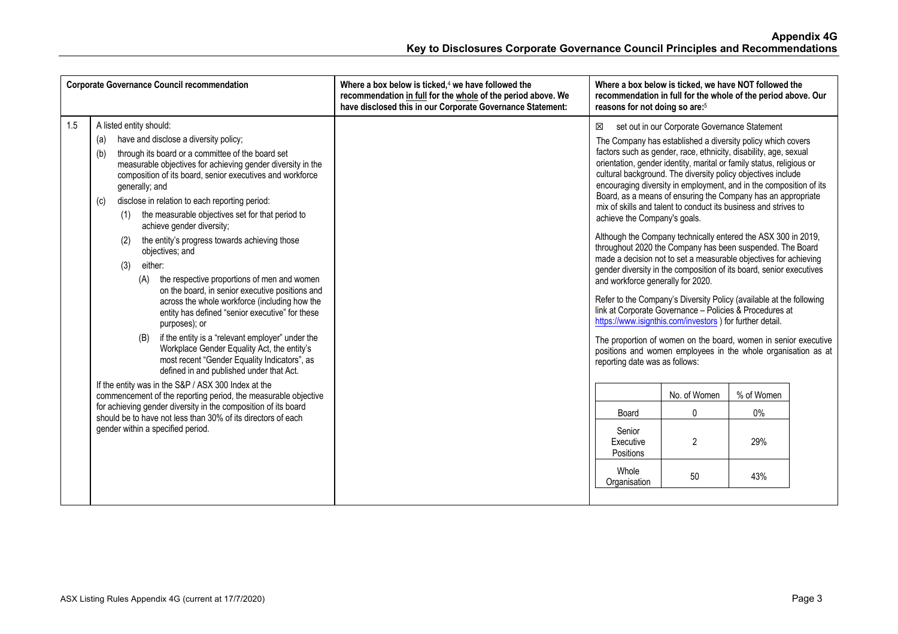| Corporate Governance Council recommendation | | Where a box below is ticked,[4] we have followed the recommendation in full for the whole of the period above. We have disclosed this in our Corporate Governance Statement: | Where a box below is ticked, we have NOT followed the recommendation in full for the whole of the period above. Our reasons for not doing so are:[5] |
|---|---|---|---|
| 1.5 | A listed entity should:<br>(a) have and disclose a diversity policy;<br>(b) through its board or a committee of the board set measurable objectives for achieving gender diversity in the composition of its board, senior executives and workforce generally; and<br>(c) disclose in relation to each reporting period:<br>(1) the measurable objectives set for that period to achieve gender diversity;<br>(2) the entity's progress towards achieving those objectives; and<br>(3) either:<br>(A) the respective proportions of men and women on the board, in senior executive positions and across the whole workforce (including how the entity has defined "senior executive" for these purposes); or<br>(B) if the entity is a "relevant employer" under the Workplace Gender Equality Act, the entity's most recent "Gender Equality Indicators", as defined in and published under that Act.<br>If the entity was in the S&P / ASX 300 Index at the commencement of the reporting period, the measurable objective for achieving gender diversity in the composition of its board should be to have not less than 30% of its directors of each gender within a specified period. | | ☒ set out in our Corporate Governance Statement<br>The Company has established a diversity policy which covers factors such as gender, race, ethnicity, disability, age, sexual orientation, gender identity, marital or family status, religious or cultural background. The diversity policy objectives include encouraging diversity in employment, and in the composition of its Board, as a means of ensuring the Company has an appropriate mix of skills and talent to conduct its business and strives to achieve the Company's goals.<br>Although the Company technically entered the ASX 300 in 2019, throughout 2020 the Company has been suspended. The Board made a decision not to set a measurable objectives for achieving gender diversity in the composition of its board, senior executives and workforce generally for 2020.<br>Refer to the Company's Diversity Policy (available at the following link at Corporate Governance – Policies & Procedures at https://www.isignthis.com/investors ) for further detail.<br>The proportion of women on the board, women in senior executive positions and women employees in the whole organisation as at reporting date was as follows:<br><br>(see table below) |

| | No. of Women | % of Women |
|---|---|---|
| Board | 0 | 0% |
| Senior Executive Positions | 2 | 29% |
| Whole Organisation | 50 | 43% |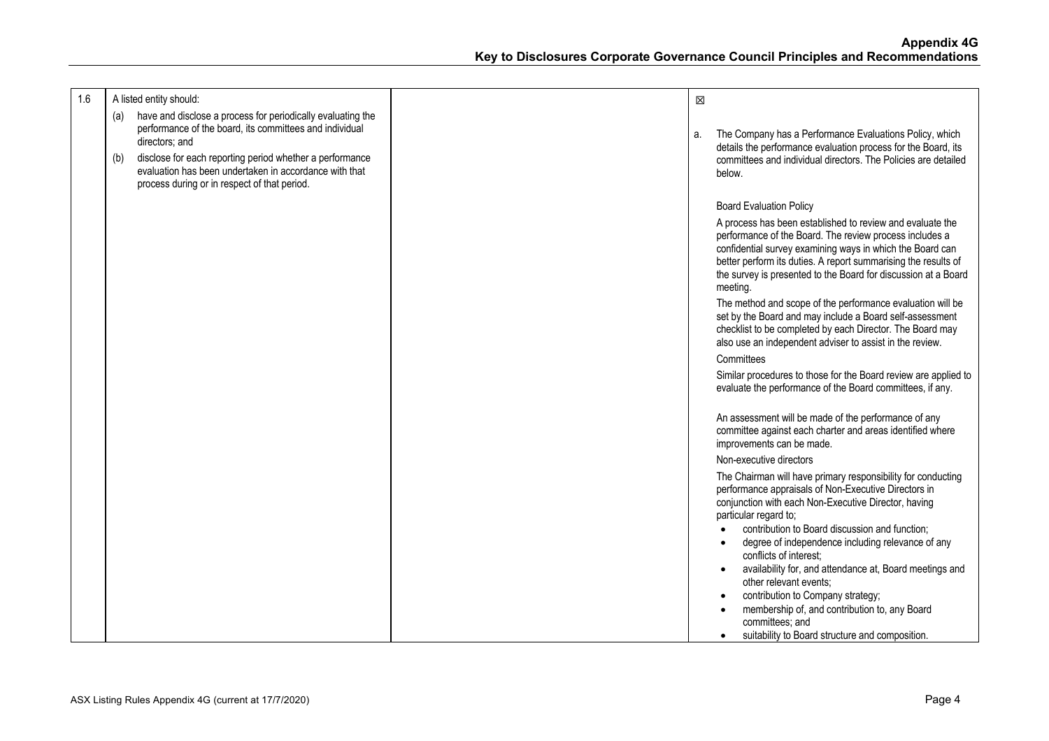| 1.6 | A listed entity should:<br>(a) have and disclose a process for periodically evaluating the performance of the board, its committees and individual directors; and<br>(b) disclose for each reporting period whether a performance evaluation has been undertaken in accordance with that process during or in respect of that period. | | ☒<br><br>a. The Company has a Performance Evaluations Policy, which details the performance evaluation process for the Board, its committees and individual directors. The Policies are detailed below.<br><br>Board Evaluation Policy<br><br>A process has been established to review and evaluate the performance of the Board. The review process includes a confidential survey examining ways in which the Board can better perform its duties. A report summarising the results of the survey is presented to the Board for discussion at a Board meeting.<br><br>The method and scope of the performance evaluation will be set by the Board and may include a Board self-assessment checklist to be completed by each Director. The Board may also use an independent adviser to assist in the review.<br><br>Committees<br><br>Similar procedures to those for the Board review are applied to evaluate the performance of the Board committees, if any.<br><br>An assessment will be made of the performance of any committee against each charter and areas identified where improvements can be made.<br><br>Non-executive directors<br><br>The Chairman will have primary responsibility for conducting performance appraisals of Non-Executive Directors in conjunction with each Non-Executive Director, having particular regard to;<br>• contribution to Board discussion and function;<br>• degree of independence including relevance of any conflicts of interest;<br>• availability for, and attendance at, Board meetings and other relevant events;<br>• contribution to Company strategy;<br>• membership of, and contribution to, any Board committees; and<br>• suitability to Board structure and composition. |
|---|---|---|---|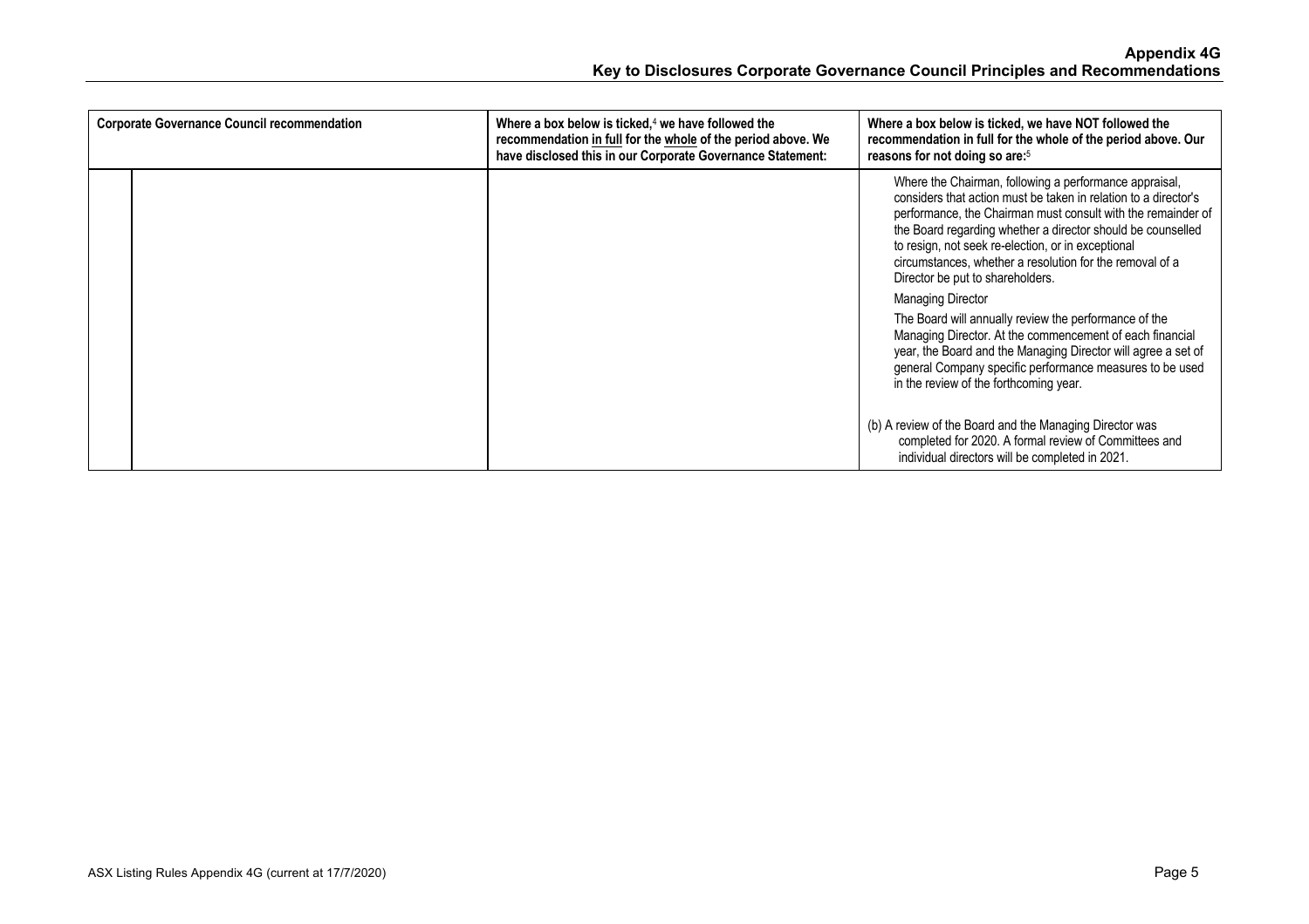| Corporate Governance Council recommendation | | Where a box below is ticked,[4] we have followed the recommendation in full for the whole of the period above. We have disclosed this in our Corporate Governance Statement: | Where a box below is ticked, we have NOT followed the recommendation in full for the whole of the period above. Our reasons for not doing so are:[5] |
|---|---|---|---|
| | | | Where the Chairman, following a performance appraisal, considers that action must be taken in relation to a director's performance, the Chairman must consult with the remainder of the Board regarding whether a director should be counselled to resign, not seek re-election, or in exceptional circumstances, whether a resolution for the removal of a Director be put to shareholders.<br><br>Managing Director<br><br>The Board will annually review the performance of the Managing Director. At the commencement of each financial year, the Board and the Managing Director will agree a set of general Company specific performance measures to be used in the review of the forthcoming year.<br><br>(b) A review of the Board and the Managing Director was completed for 2020. A formal review of Committees and individual directors will be completed in 2021. |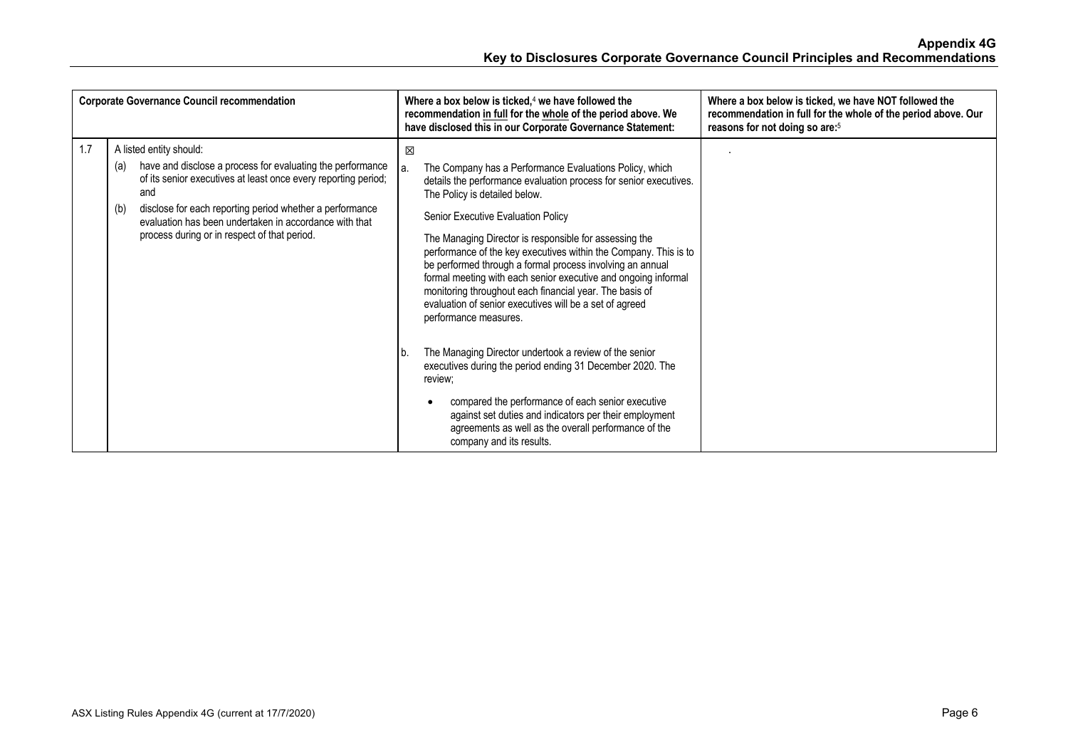| Corporate Governance Council recommendation | | Where a box below is ticked,[4] we have followed the recommendation in full for the whole of the period above. We have disclosed this in our Corporate Governance Statement: | Where a box below is ticked, we have NOT followed the recommendation in full for the whole of the period above. Our reasons for not doing so are:[5] |
|---|---|---|---|
| 1.7 | A listed entity should:<br>(a) have and disclose a process for evaluating the performance of its senior executives at least once every reporting period; and<br>(b) disclose for each reporting period whether a performance evaluation has been undertaken in accordance with that process during or in respect of that period. | ☒<br>a. The Company has a Performance Evaluations Policy, which details the performance evaluation process for senior executives. The Policy is detailed below.<br>Senior Executive Evaluation Policy<br>The Managing Director is responsible for assessing the performance of the key executives within the Company. This is to be performed through a formal process involving an annual formal meeting with each senior executive and ongoing informal monitoring throughout each financial year. The basis of evaluation of senior executives will be a set of agreed performance measures.<br>b. The Managing Director undertook a review of the senior executives during the period ending 31 December 2020. The review;<br>• compared the performance of each senior executive against set duties and indicators per their employment agreements as well as the overall performance of the company and its results. | . |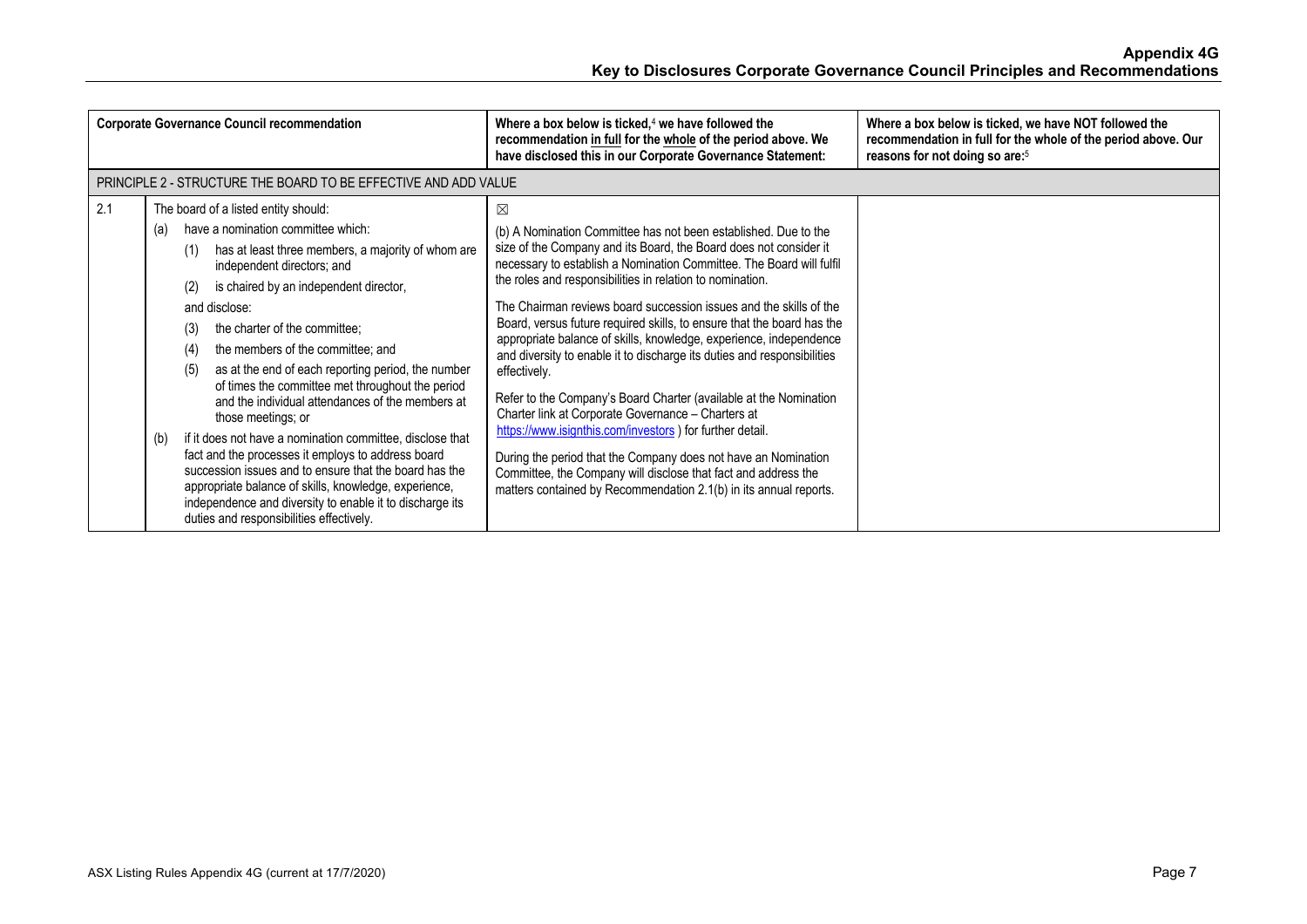| Corporate Governance Council recommendation | | Where a box below is ticked,[4] we have followed the recommendation in full for the whole of the period above. We have disclosed this in our Corporate Governance Statement: | Where a box below is ticked, we have NOT followed the recommendation in full for the whole of the period above. Our reasons for not doing so are:[5] |
|---|---|---|---|
| PRINCIPLE 2 - STRUCTURE THE BOARD TO BE EFFECTIVE AND ADD VALUE | | | |
| 2.1 | The board of a listed entity should:<br>(a) have a nomination committee which:<br>(1) has at least three members, a majority of whom are independent directors; and<br>(2) is chaired by an independent director,<br>and disclose:<br>(3) the charter of the committee;<br>(4) the members of the committee; and<br>(5) as at the end of each reporting period, the number of times the committee met throughout the period and the individual attendances of the members at those meetings; or<br>(b) if it does not have a nomination committee, disclose that fact and the processes it employs to address board succession issues and to ensure that the board has the appropriate balance of skills, knowledge, experience, independence and diversity to enable it to discharge its duties and responsibilities effectively. | ☒<br>(b) A Nomination Committee has not been established. Due to the size of the Company and its Board, the Board does not consider it necessary to establish a Nomination Committee. The Board will fulfil the roles and responsibilities in relation to nomination.<br>The Chairman reviews board succession issues and the skills of the Board, versus future required skills, to ensure that the board has the appropriate balance of skills, knowledge, experience, independence and diversity to enable it to discharge its duties and responsibilities effectively.<br>Refer to the Company's Board Charter (available at the Nomination Charter link at Corporate Governance – Charters at https://www.isignthis.com/investors ) for further detail.<br>During the period that the Company does not have an Nomination Committee, the Company will disclose that fact and address the matters contained by Recommendation 2.1(b) in its annual reports. | |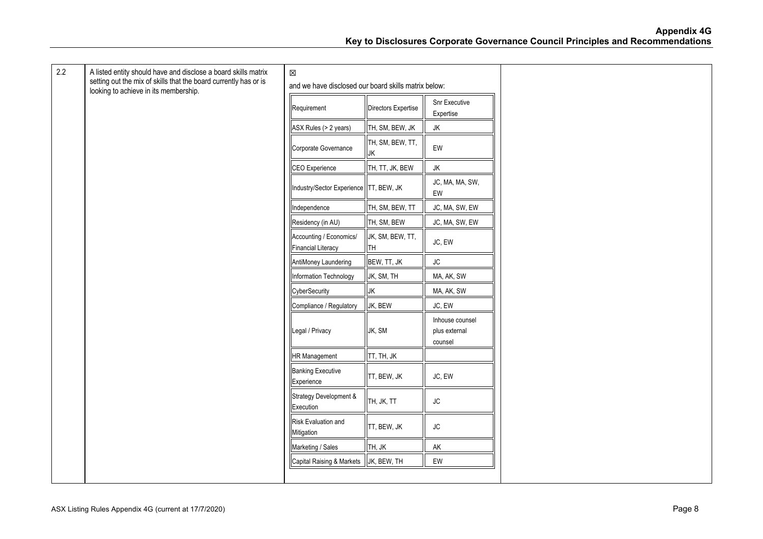| 2.2 | A listed entity should have and disclose a board skills matrix setting out the mix of skills that the board currently has or is looking to achieve in its membership. | ☒<br>and we have disclosed our board skills matrix below: | |
|---|---|---|---|

| Requirement | Directors Expertise | Snr Executive Expertise |
|---|---|---|
| ASX Rules (> 2 years) | TH, SM, BEW, JK | JK |
| Corporate Governance | TH, SM, BEW, TT, JK | EW |
| CEO Experience | TH, TT, JK, BEW | JK |
| Industry/Sector Experience | TT, BEW, JK | JC, MA, MA, SW, EW |
| Independence | TH, SM, BEW, TT | JC, MA, SW, EW |
| Residency (in AU) | TH, SM, BEW | JC, MA, SW, EW |
| Accounting / Economics/ Financial Literacy | JK, SM, BEW, TT, TH | JC, EW |
| AntiMoney Laundering | BEW, TT, JK | JC |
| Information Technology | JK, SM, TH | MA, AK, SW |
| CyberSecurity | JK | MA, AK, SW |
| Compliance / Regulatory | JK, BEW | JC, EW |
| Legal / Privacy | JK, SM | Inhouse counsel plus external counsel |
| HR Management | TT, TH, JK | |
| Banking Executive Experience | TT, BEW, JK | JC, EW |
| Strategy Development & Execution | TH, JK, TT | JC |
| Risk Evaluation and Mitigation | TT, BEW, JK | JC |
| Marketing / Sales | TH, JK | AK |
| Capital Raising & Markets | JK, BEW, TH | EW |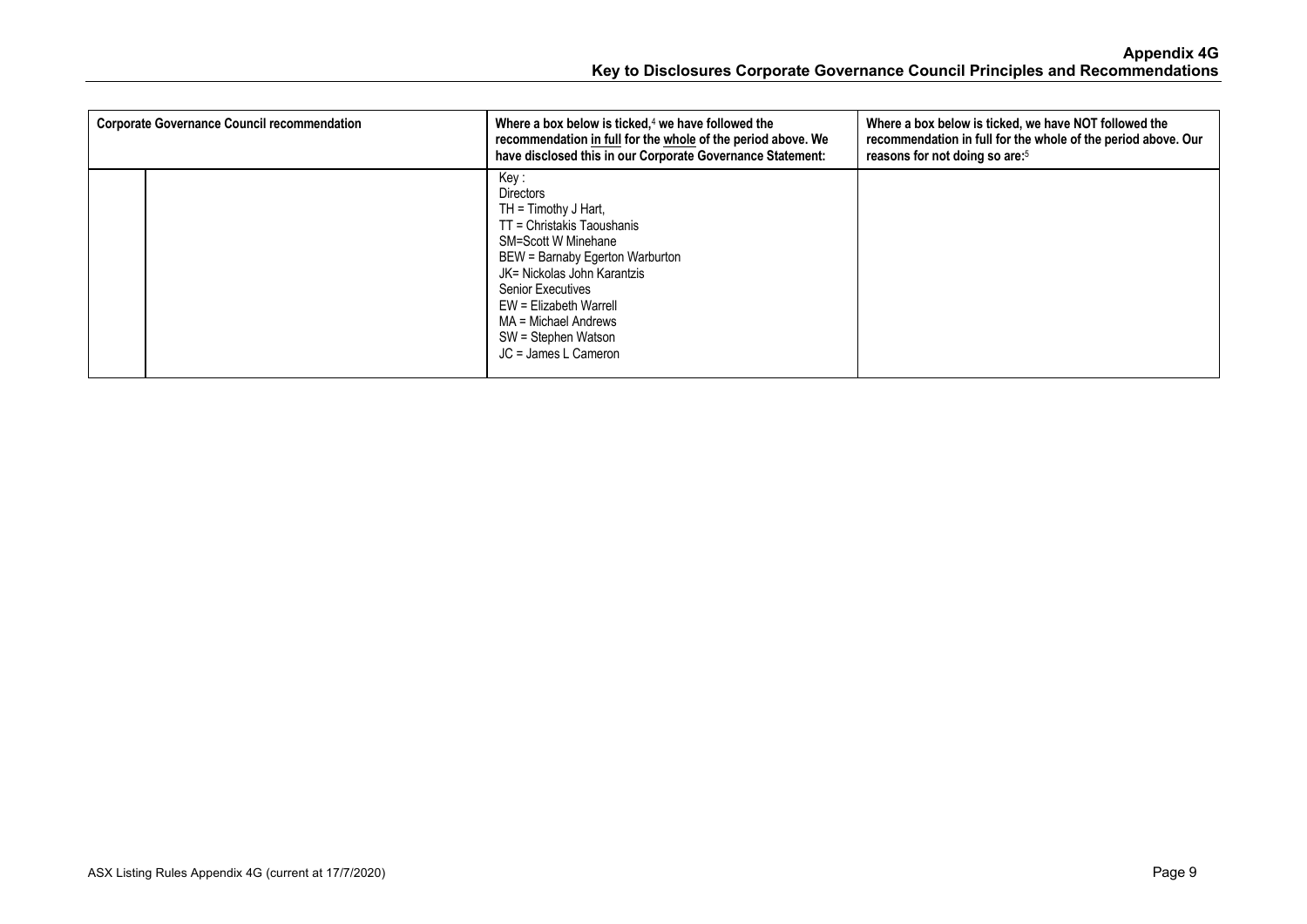| Corporate Governance Council recommendation | | Where a box below is ticked,[4] we have followed the recommendation in full for the whole of the period above. We have disclosed this in our Corporate Governance Statement: | Where a box below is ticked, we have NOT followed the recommendation in full for the whole of the period above. Our reasons for not doing so are:[5] |
|---|---|---|---|
| | | Key :<br>Directors<br>TH = Timothy J Hart,<br>TT = Christakis Taoushanis<br>SM=Scott W Minehane<br>BEW = Barnaby Egerton Warburton<br>JK= Nickolas John Karantzis<br>Senior Executives<br>EW = Elizabeth Warrell<br>MA = Michael Andrews<br>SW = Stephen Watson<br>JC = James L Cameron | |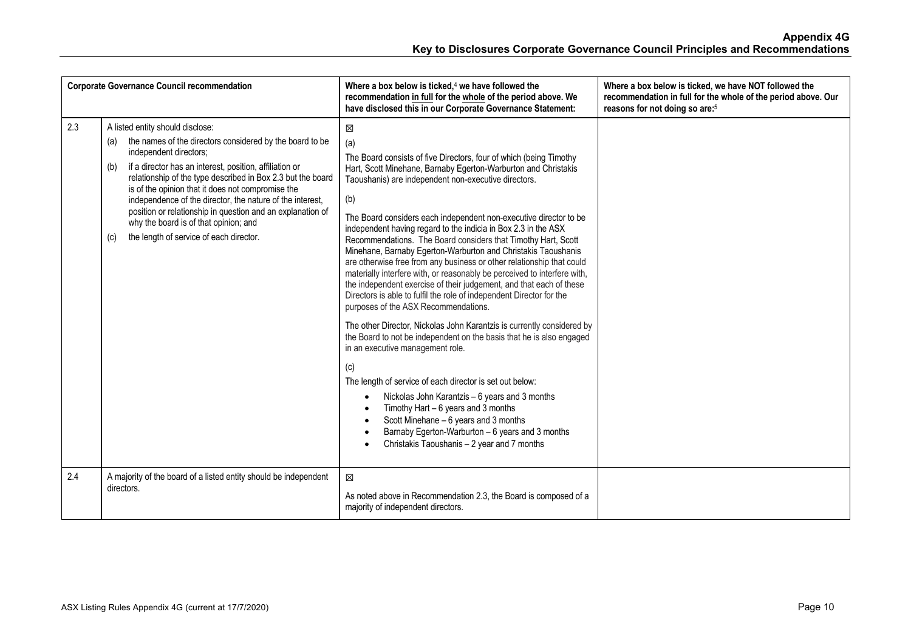| Corporate Governance Council recommendation | | Where a box below is ticked,[4] we have followed the recommendation in full for the whole of the period above. We have disclosed this in our Corporate Governance Statement: | Where a box below is ticked, we have NOT followed the recommendation in full for the whole of the period above. Our reasons for not doing so are:[5] |
|---|---|---|---|
| 2.3 | A listed entity should disclose:<br>(a) the names of the directors considered by the board to be independent directors;<br>(b) if a director has an interest, position, affiliation or relationship of the type described in Box 2.3 but the board is of the opinion that it does not compromise the independence of the director, the nature of the interest, position or relationship in question and an explanation of why the board is of that opinion; and<br>(c) the length of service of each director. | ☒<br>(a)<br>The Board consists of five Directors, four of which (being Timothy Hart, Scott Minehane, Barnaby Egerton-Warburton and Christakis Taoushanis) are independent non-executive directors.<br>(b)<br>The Board considers each independent non-executive director to be independent having regard to the indicia in Box 2.3 in the ASX Recommendations. The Board considers that Timothy Hart, Scott Minehane, Barnaby Egerton-Warburton and Christakis Taoushanis are otherwise free from any business or other relationship that could materially interfere with, or reasonably be perceived to interfere with, the independent exercise of their judgement, and that each of these Directors is able to fulfil the role of independent Director for the purposes of the ASX Recommendations.<br>The other Director, Nickolas John Karantzis is currently considered by the Board to not be independent on the basis that he is also engaged in an executive management role.<br>(c)<br>The length of service of each director is set out below:<br>• Nickolas John Karantzis – 6 years and 3 months<br>• Timothy Hart – 6 years and 3 months<br>• Scott Minehane – 6 years and 3 months<br>• Barnaby Egerton-Warburton – 6 years and 3 months<br>• Christakis Taoushanis – 2 year and 7 months | |
| 2.4 | A majority of the board of a listed entity should be independent directors. | ☒<br>As noted above in Recommendation 2.3, the Board is composed of a majority of independent directors. | |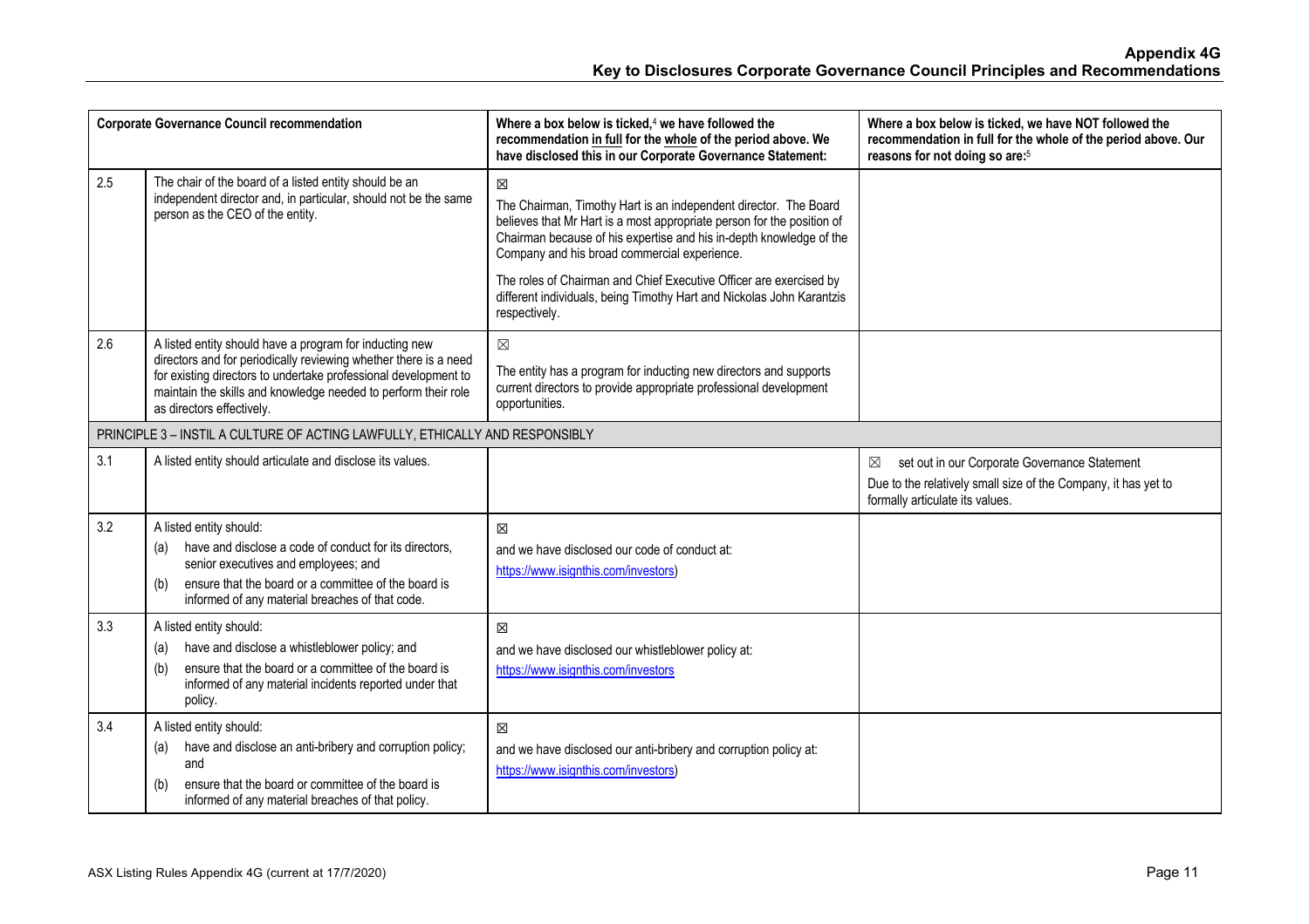| Corporate Governance Council recommendation | | Where a box below is ticked,[4] we have followed the recommendation in full for the whole of the period above. We have disclosed this in our Corporate Governance Statement: | Where a box below is ticked, we have NOT followed the recommendation in full for the whole of the period above. Our reasons for not doing so are:[5] |
|---|---|---|---|
| 2.5 | The chair of the board of a listed entity should be an independent director and, in particular, should not be the same person as the CEO of the entity. | ☒<br>The Chairman, Timothy Hart is an independent director. The Board believes that Mr Hart is a most appropriate person for the position of Chairman because of his expertise and his in-depth knowledge of the Company and his broad commercial experience.<br>The roles of Chairman and Chief Executive Officer are exercised by different individuals, being Timothy Hart and Nickolas John Karantzis respectively. | |
| 2.6 | A listed entity should have a program for inducting new directors and for periodically reviewing whether there is a need for existing directors to undertake professional development to maintain the skills and knowledge needed to perform their role as directors effectively. | ☒<br>The entity has a program for inducting new directors and supports current directors to provide appropriate professional development opportunities. | |
| PRINCIPLE 3 – INSTIL A CULTURE OF ACTING LAWFULLY, ETHICALLY AND RESPONSIBLY | | | |
| 3.1 | A listed entity should articulate and disclose its values. | | ☒ set out in our Corporate Governance Statement<br>Due to the relatively small size of the Company, it has yet to formally articulate its values. |
| 3.2 | A listed entity should:<br>(a) have and disclose a code of conduct for its directors, senior executives and employees; and<br>(b) ensure that the board or a committee of the board is informed of any material breaches of that code. | ☒<br>and we have disclosed our code of conduct at:<br>https://www.isignthis.com/investors) | |
| 3.3 | A listed entity should:<br>(a) have and disclose a whistleblower policy; and<br>(b) ensure that the board or a committee of the board is informed of any material incidents reported under that policy. | ☒<br>and we have disclosed our whistleblower policy at:<br>https://www.isignthis.com/investors | |
| 3.4 | A listed entity should:<br>(a) have and disclose an anti-bribery and corruption policy; and<br>(b) ensure that the board or committee of the board is informed of any material breaches of that policy. | ☒<br>and we have disclosed our anti-bribery and corruption policy at:<br>https://www.isignthis.com/investors) | |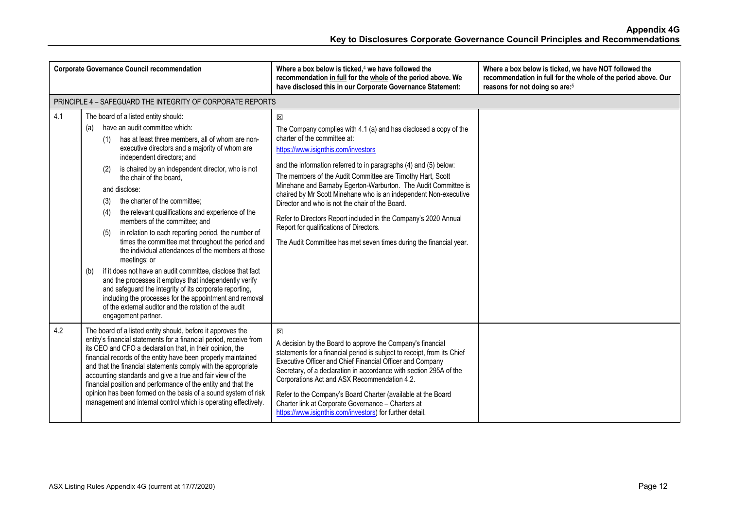## Appendix 4G
## Key to Disclosures Corporate Governance Council Principles and Recommendations

| | Corporate Governance Council recommendation | Where a box below is ticked,[4] we have followed the recommendation <u>in full</u> for the <u>whole</u> of the period above. We have disclosed this in our Corporate Governance Statement: | Where a box below is ticked, we have NOT followed the recommendation in full for the whole of the period above. Our reasons for not doing so are:[5] |
|---|---|---|---|
| PRINCIPLE 4 – SAFEGUARD THE INTEGRITY OF CORPORATE REPORTS | | | |
| 4.1 | The board of a listed entity should:<br>(a) have an audit committee which:<br>(1) has at least three members, all of whom are non-executive directors and a majority of whom are independent directors; and<br>(2) is chaired by an independent director, who is not the chair of the board,<br>and disclose:<br>(3) the charter of the committee;<br>(4) the relevant qualifications and experience of the members of the committee; and<br>(5) in relation to each reporting period, the number of times the committee met throughout the period and the individual attendances of the members at those meetings; or<br>(b) if it does not have an audit committee, disclose that fact and the processes it employs that independently verify and safeguard the integrity of its corporate reporting, including the processes for the appointment and removal of the external auditor and the rotation of the audit engagement partner. | ☒<br>The Company complies with 4.1 (a) and has disclosed a copy of the charter of the committee at:<br>https://www.isignthis.com/investors<br>and the information referred to in paragraphs (4) and (5) below:<br>The members of the Audit Committee are Timothy Hart, Scott Minehane and Barnaby Egerton-Warburton. The Audit Committee is chaired by Mr Scott Minehane who is an independent Non-executive Director and who is not the chair of the Board.<br>Refer to Directors Report included in the Company's 2020 Annual Report for qualifications of Directors.<br>The Audit Committee has met seven times during the financial year. | |
| 4.2 | The board of a listed entity should, before it approves the entity's financial statements for a financial period, receive from its CEO and CFO a declaration that, in their opinion, the financial records of the entity have been properly maintained and that the financial statements comply with the appropriate accounting standards and give a true and fair view of the financial position and performance of the entity and that the opinion has been formed on the basis of a sound system of risk management and internal control which is operating effectively. | ☒<br>A decision by the Board to approve the Company's financial statements for a financial period is subject to receipt, from its Chief Executive Officer and Chief Financial Officer and Company Secretary, of a declaration in accordance with section 295A of the Corporations Act and ASX Recommendation 4.2.<br>Refer to the Company's Board Charter (available at the Board Charter link at Corporate Governance – Charters at https://www.isignthis.com/investors) for further detail. | |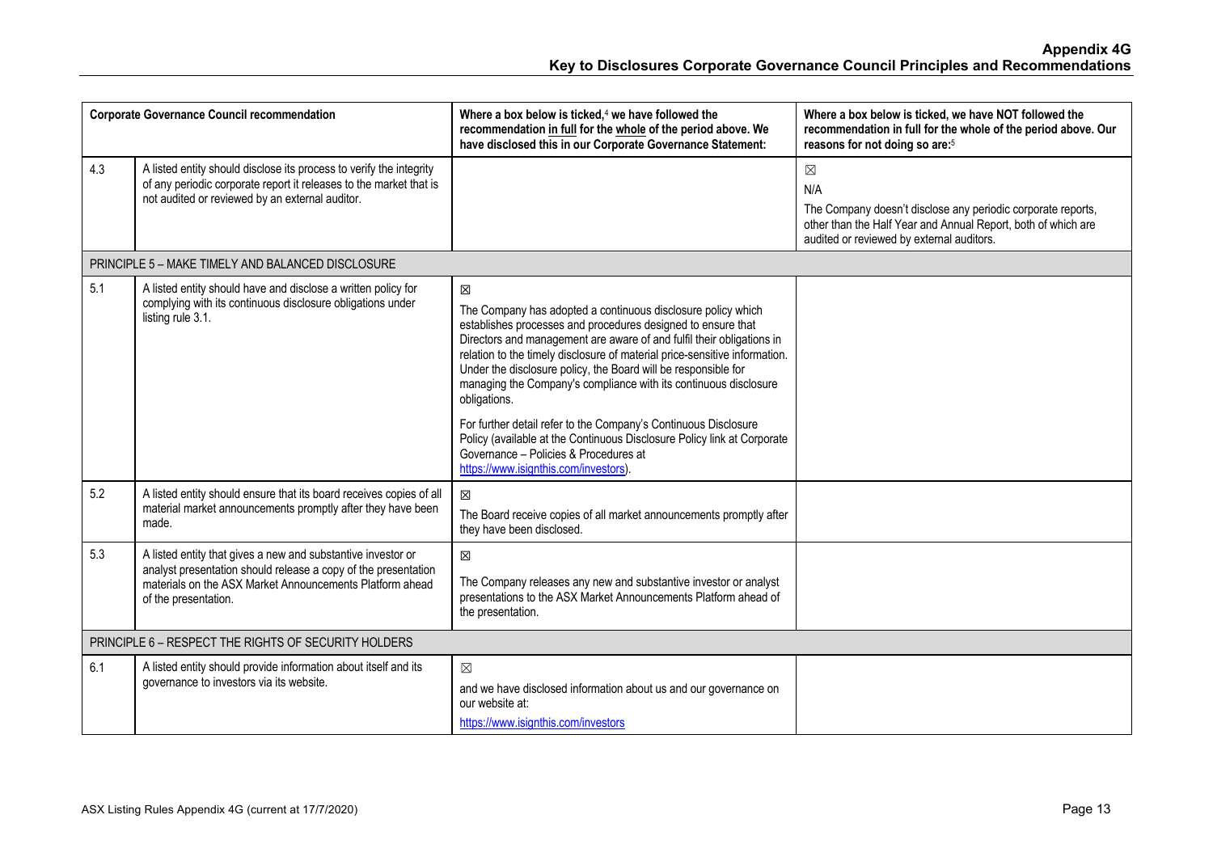## Appendix 4G
## Key to Disclosures Corporate Governance Council Principles and Recommendations

| Corporate Governance Council recommendation | | Where a box below is ticked,[4] we have followed the recommendation in full for the whole of the period above. We have disclosed this in our Corporate Governance Statement: | Where a box below is ticked, we have NOT followed the recommendation in full for the whole of the period above. Our reasons for not doing so are:[5] |
|---|---|---|---|
| 4.3 | A listed entity should disclose its process to verify the integrity of any periodic corporate report it releases to the market that is not audited or reviewed by an external auditor. | | ☒<br>N/A<br>The Company doesn't disclose any periodic corporate reports, other than the Half Year and Annual Report, both of which are audited or reviewed by external auditors. |
| PRINCIPLE 5 – MAKE TIMELY AND BALANCED DISCLOSURE | | | |
| 5.1 | A listed entity should have and disclose a written policy for complying with its continuous disclosure obligations under listing rule 3.1. | ☒<br>The Company has adopted a continuous disclosure policy which establishes processes and procedures designed to ensure that Directors and management are aware of and fulfil their obligations in relation to the timely disclosure of material price-sensitive information. Under the disclosure policy, the Board will be responsible for managing the Company's compliance with its continuous disclosure obligations.<br>For further detail refer to the Company's Continuous Disclosure Policy (available at the Continuous Disclosure Policy link at Corporate Governance – Policies & Procedures at https://www.isignthis.com/investors). | |
| 5.2 | A listed entity should ensure that its board receives copies of all material market announcements promptly after they have been made. | ☒<br>The Board receive copies of all market announcements promptly after they have been disclosed. | |
| 5.3 | A listed entity that gives a new and substantive investor or analyst presentation should release a copy of the presentation materials on the ASX Market Announcements Platform ahead of the presentation. | ☒<br>The Company releases any new and substantive investor or analyst presentations to the ASX Market Announcements Platform ahead of the presentation. | |
| PRINCIPLE 6 – RESPECT THE RIGHTS OF SECURITY HOLDERS | | | |
| 6.1 | A listed entity should provide information about itself and its governance to investors via its website. | ☒<br>and we have disclosed information about us and our governance on our website at:<br>https://www.isignthis.com/investors | |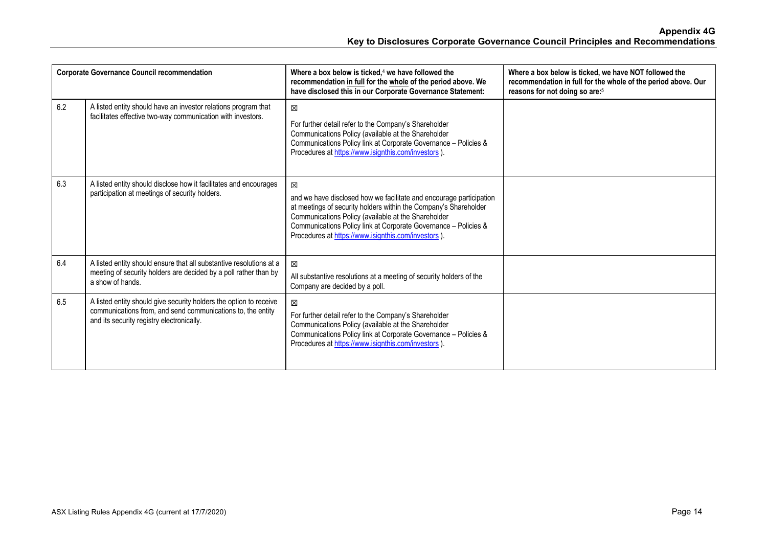| Corporate Governance Council recommendation | | Where a box below is ticked,[4] we have followed the recommendation in full for the whole of the period above. We have disclosed this in our Corporate Governance Statement: | Where a box below is ticked, we have NOT followed the recommendation in full for the whole of the period above. Our reasons for not doing so are:[5] |
|---|---|---|---|
| 6.2 | A listed entity should have an investor relations program that facilitates effective two-way communication with investors. | ☒ For further detail refer to the Company's Shareholder Communications Policy (available at the Shareholder Communications Policy link at Corporate Governance – Policies & Procedures at https://www.isignthis.com/investors ). | |
| 6.3 | A listed entity should disclose how it facilitates and encourages participation at meetings of security holders. | ☒ and we have disclosed how we facilitate and encourage participation at meetings of security holders within the Company's Shareholder Communications Policy (available at the Shareholder Communications Policy link at Corporate Governance – Policies & Procedures at https://www.isignthis.com/investors ). | |
| 6.4 | A listed entity should ensure that all substantive resolutions at a meeting of security holders are decided by a poll rather than by a show of hands. | ☒ All substantive resolutions at a meeting of security holders of the Company are decided by a poll. | |
| 6.5 | A listed entity should give security holders the option to receive communications from, and send communications to, the entity and its security registry electronically. | ☒ For further detail refer to the Company's Shareholder Communications Policy (available at the Shareholder Communications Policy link at Corporate Governance – Policies & Procedures at https://www.isignthis.com/investors ). | |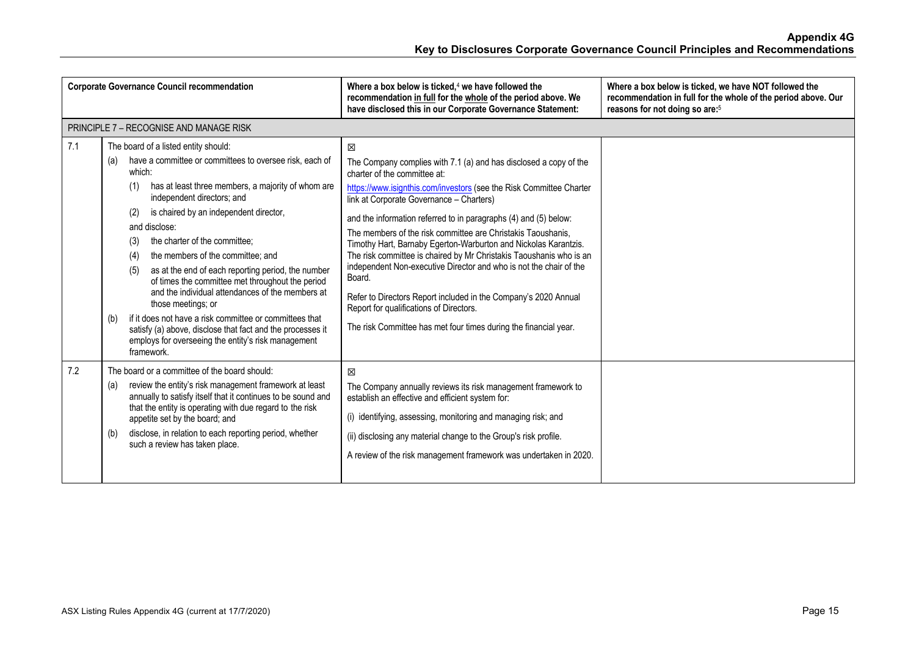| | Corporate Governance Council recommendation | Where a box below is ticked,[4] we have followed the recommendation in full for the whole of the period above. We have disclosed this in our Corporate Governance Statement: | Where a box below is ticked, we have NOT followed the recommendation in full for the whole of the period above. Our reasons for not doing so are:[5] |
|---|---|---|---|
| PRINCIPLE 7 – RECOGNISE AND MANAGE RISK | | | |
| 7.1 | The board of a listed entity should:<br>(a) have a committee or committees to oversee risk, each of which:<br>(1) has at least three members, a majority of whom are independent directors; and<br>(2) is chaired by an independent director,<br>and disclose:<br>(3) the charter of the committee;<br>(4) the members of the committee; and<br>(5) as at the end of each reporting period, the number of times the committee met throughout the period and the individual attendances of the members at those meetings; or<br>(b) if it does not have a risk committee or committees that satisfy (a) above, disclose that fact and the processes it employs for overseeing the entity's risk management framework. | ☒<br>The Company complies with 7.1 (a) and has disclosed a copy of the charter of the committee at:<br>https://www.isignthis.com/investors (see the Risk Committee Charter link at Corporate Governance – Charters)<br>and the information referred to in paragraphs (4) and (5) below:<br>The members of the risk committee are Christakis Taoushanis, Timothy Hart, Barnaby Egerton-Warburton and Nickolas Karantzis. The risk committee is chaired by Mr Christakis Taoushanis who is an independent Non-executive Director and who is not the chair of the Board.<br>Refer to Directors Report included in the Company's 2020 Annual Report for qualifications of Directors.<br>The risk Committee has met four times during the financial year. | |
| 7.2 | The board or a committee of the board should:<br>(a) review the entity's risk management framework at least annually to satisfy itself that it continues to be sound and that the entity is operating with due regard to the risk appetite set by the board; and<br>(b) disclose, in relation to each reporting period, whether such a review has taken place. | ☒<br>The Company annually reviews its risk management framework to establish an effective and efficient system for:<br>(i) identifying, assessing, monitoring and managing risk; and<br>(ii) disclosing any material change to the Group's risk profile.<br>A review of the risk management framework was undertaken in 2020. | |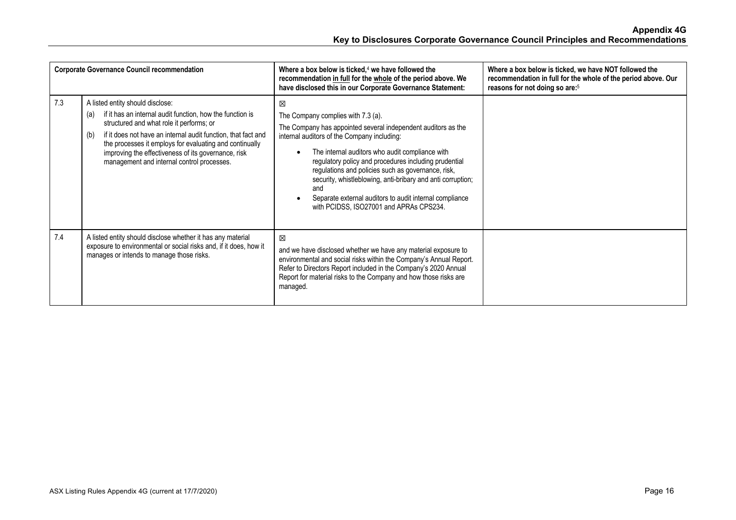| | Corporate Governance Council recommendation | Where a box below is ticked,[4] we have followed the recommendation in full for the whole of the period above. We have disclosed this in our Corporate Governance Statement: | Where a box below is ticked, we have NOT followed the recommendation in full for the whole of the period above. Our reasons for not doing so are:[5] |
|---|---|---|---|
| 7.3 | A listed entity should disclose:<br>(a) if it has an internal audit function, how the function is structured and what role it performs; or<br>(b) if it does not have an internal audit function, that fact and the processes it employs for evaluating and continually improving the effectiveness of its governance, risk management and internal control processes. | ☒<br>The Company complies with 7.3 (a).<br>The Company has appointed several independent auditors as the internal auditors of the Company including:<br>• The internal auditors who audit compliance with regulatory policy and procedures including prudential regulations and policies such as governance, risk, security, whistleblowing, anti-bribary and anti corruption; and<br>• Separate external auditors to audit internal compliance with PCIDSS, ISO27001 and APRAs CPS234. | |
| 7.4 | A listed entity should disclose whether it has any material exposure to environmental or social risks and, if it does, how it manages or intends to manage those risks. | ☒<br>and we have disclosed whether we have any material exposure to environmental and social risks within the Company's Annual Report. Refer to Directors Report included in the Company's 2020 Annual Report for material risks to the Company and how those risks are managed. | |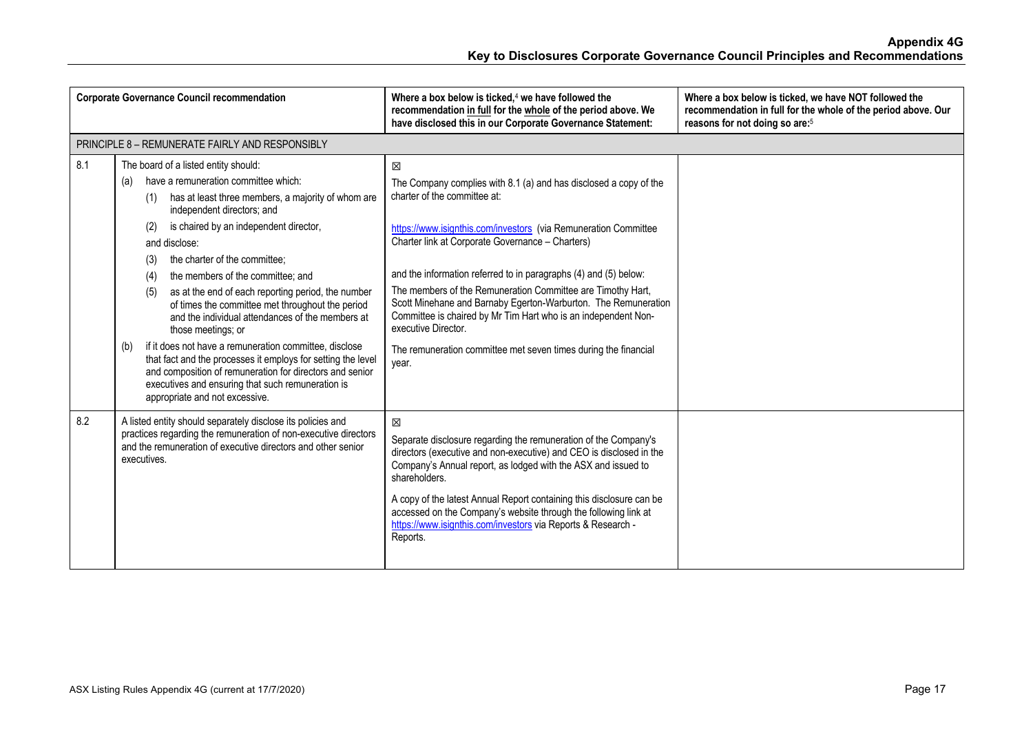| Corporate Governance Council recommendation | | Where a box below is ticked,[4] we have followed the recommendation <u>in full</u> for the <u>whole</u> of the period above. We have disclosed this in our Corporate Governance Statement: | Where a box below is ticked, we have NOT followed the recommendation in full for the whole of the period above. Our reasons for not doing so are:[5] |
|---|---|---|---|
| PRINCIPLE 8 – REMUNERATE FAIRLY AND RESPONSIBLY | | | |
| 8.1 | The board of a listed entity should:<br>(a) have a remuneration committee which:<br>(1) has at least three members, a majority of whom are independent directors; and<br>(2) is chaired by an independent director,<br>and disclose:<br>(3) the charter of the committee;<br>(4) the members of the committee; and<br>(5) as at the end of each reporting period, the number of times the committee met throughout the period and the individual attendances of the members at those meetings; or<br>(b) if it does not have a remuneration committee, disclose that fact and the processes it employs for setting the level and composition of remuneration for directors and senior executives and ensuring that such remuneration is appropriate and not excessive. | ☒<br>The Company complies with 8.1 (a) and has disclosed a copy of the charter of the committee at:<br>https://www.isignthis.com/investors (via Remuneration Committee Charter link at Corporate Governance – Charters)<br>and the information referred to in paragraphs (4) and (5) below:<br>The members of the Remuneration Committee are Timothy Hart, Scott Minehane and Barnaby Egerton-Warburton. The Remuneration Committee is chaired by Mr Tim Hart who is an independent Non-executive Director.<br>The remuneration committee met seven times during the financial year. | |
| 8.2 | A listed entity should separately disclose its policies and practices regarding the remuneration of non-executive directors and the remuneration of executive directors and other senior executives. | ☒<br>Separate disclosure regarding the remuneration of the Company's directors (executive and non-executive) and CEO is disclosed in the Company's Annual report, as lodged with the ASX and issued to shareholders.<br>A copy of the latest Annual Report containing this disclosure can be accessed on the Company's website through the following link at https://www.isignthis.com/investors via Reports & Research - Reports. | |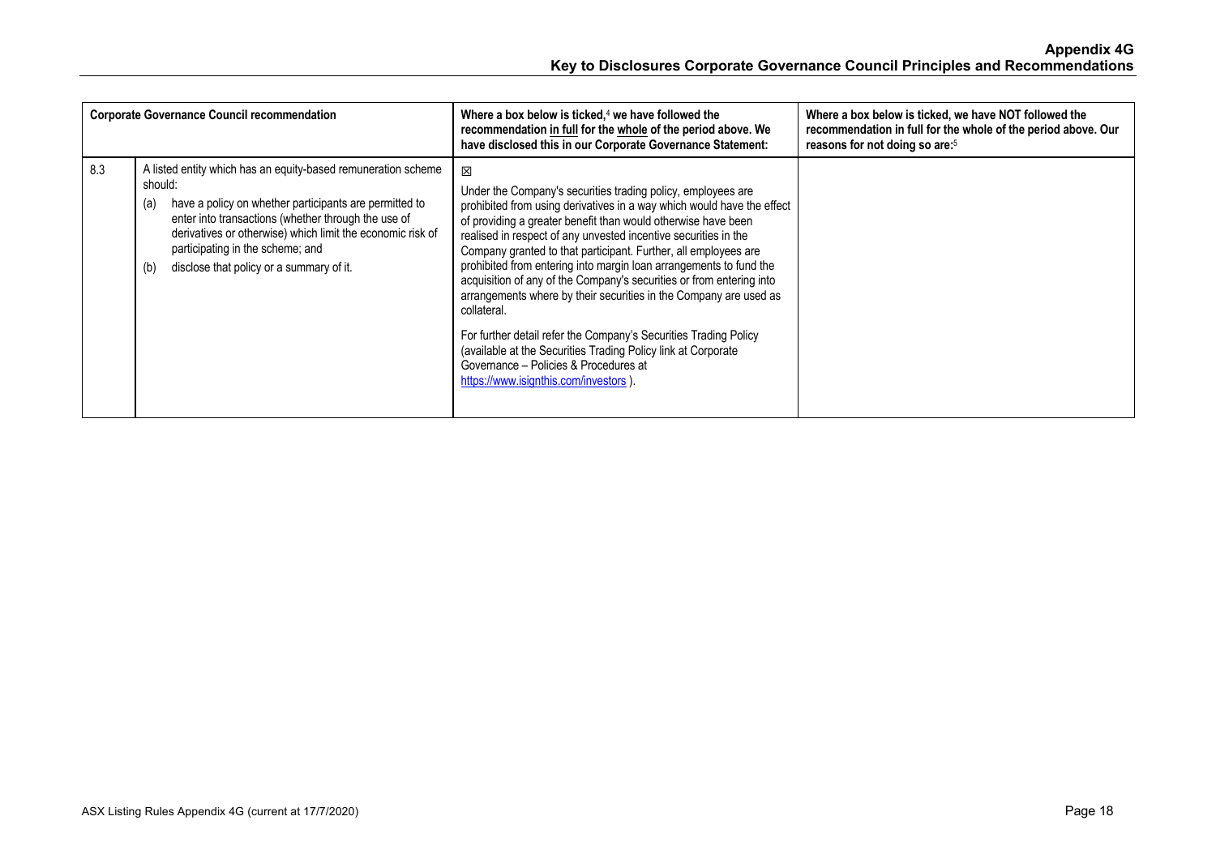| Corporate Governance Council recommendation | | Where a box below is ticked,[4] we have followed the recommendation in full for the whole of the period above. We have disclosed this in our Corporate Governance Statement: | Where a box below is ticked, we have NOT followed the recommendation in full for the whole of the period above. Our reasons for not doing so are:[5] |
|---|---|---|---|
| 8.3 | A listed entity which has an equity-based remuneration scheme should:<br>(a) have a policy on whether participants are permitted to enter into transactions (whether through the use of derivatives or otherwise) which limit the economic risk of participating in the scheme; and<br>(b) disclose that policy or a summary of it. | ☒<br>Under the Company's securities trading policy, employees are prohibited from using derivatives in a way which would have the effect of providing a greater benefit than would otherwise have been realised in respect of any unvested incentive securities in the Company granted to that participant. Further, all employees are prohibited from entering into margin loan arrangements to fund the acquisition of any of the Company's securities or from entering into arrangements where by their securities in the Company are used as collateral.<br>For further detail refer the Company's Securities Trading Policy (available at the Securities Trading Policy link at Corporate Governance – Policies & Procedures at https://www.isignthis.com/investors ). | |